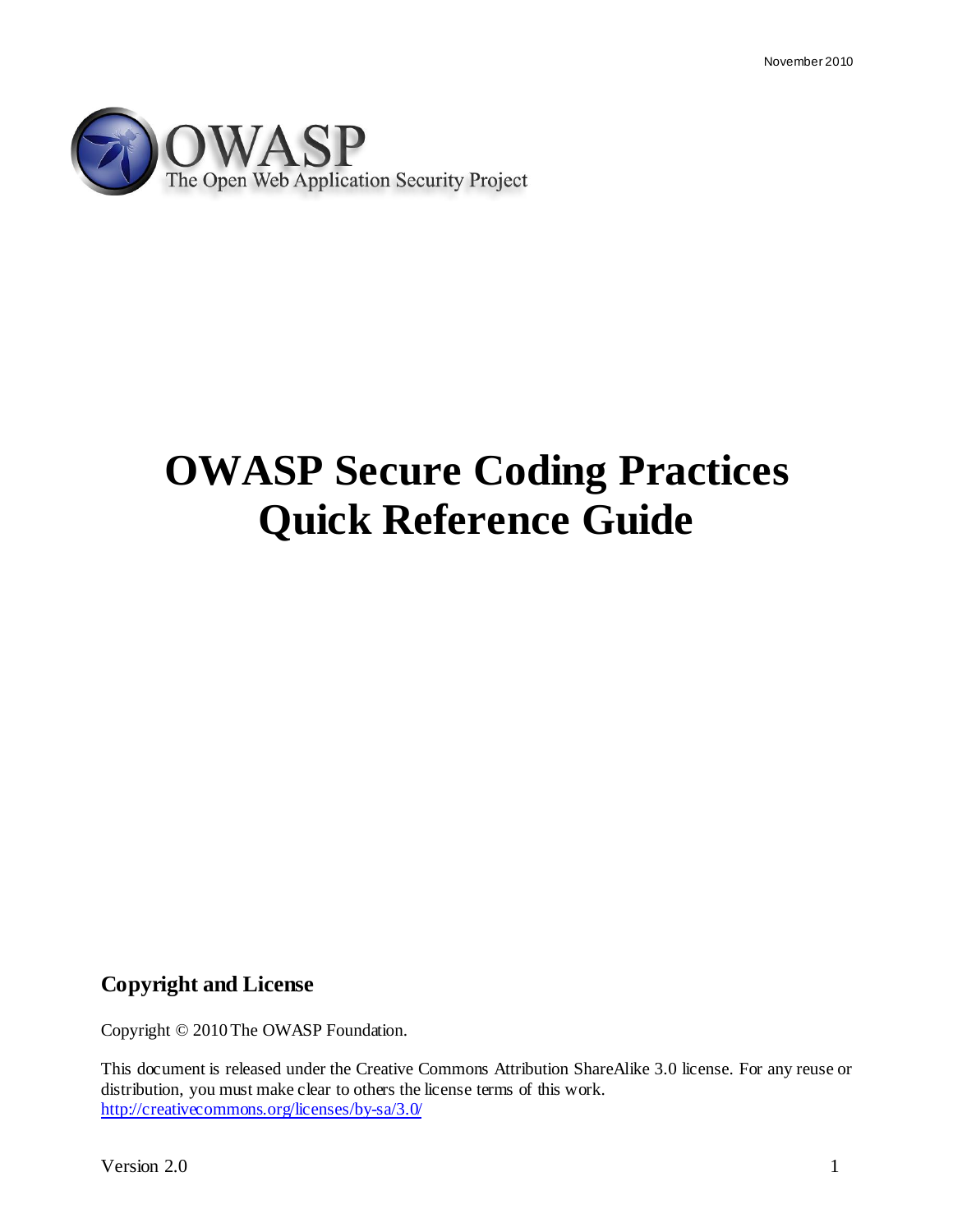November 2010

OWASP
The Open Web Application Security Project

# OWASP Secure Coding Practices Quick Reference Guide

## Copyright and License

Copyright © 2010 The OWASP Foundation.

This document is released under the Creative Commons Attribution ShareAlike 3.0 license. For any reuse or distribution, you must make clear to others the license terms of this work.
http://creativecommons.org/licenses/by-sa/3.0/

Version 2.0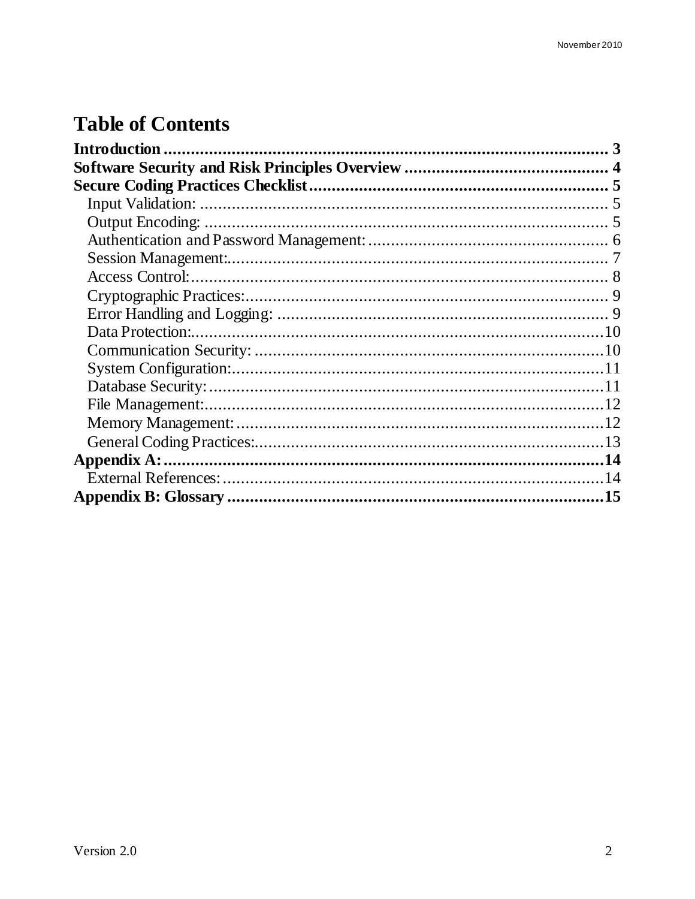# Table of Contents

**Introduction** .......................................................................................... 3
**Software Security and Risk Principles Overview** .......................................... 4
**Secure Coding Practices Checklist** ............................................................... 5
- Input Validation: ......................................................................................... 5
- Output Encoding: ........................................................................................ 5
- Authentication and Password Management: ..................................................... 6
- Session Management: ................................................................................... 7
- Access Control: ............................................................................................ 8
- Cryptographic Practices: ................................................................................ 9
- Error Handling and Logging: ......................................................................... 9
- Data Protection: ......................................................................................... 10
- Communication Security: ............................................................................ 10
- System Configuration: ................................................................................ 11
- Database Security: ...................................................................................... 11
- File Management: ....................................................................................... 12
- Memory Management: ................................................................................ 12
- General Coding Practices: ........................................................................... 13

**Appendix A:** ........................................................................................... 14
- External References: ................................................................................... 14

**Appendix B: Glossary** ............................................................................... 15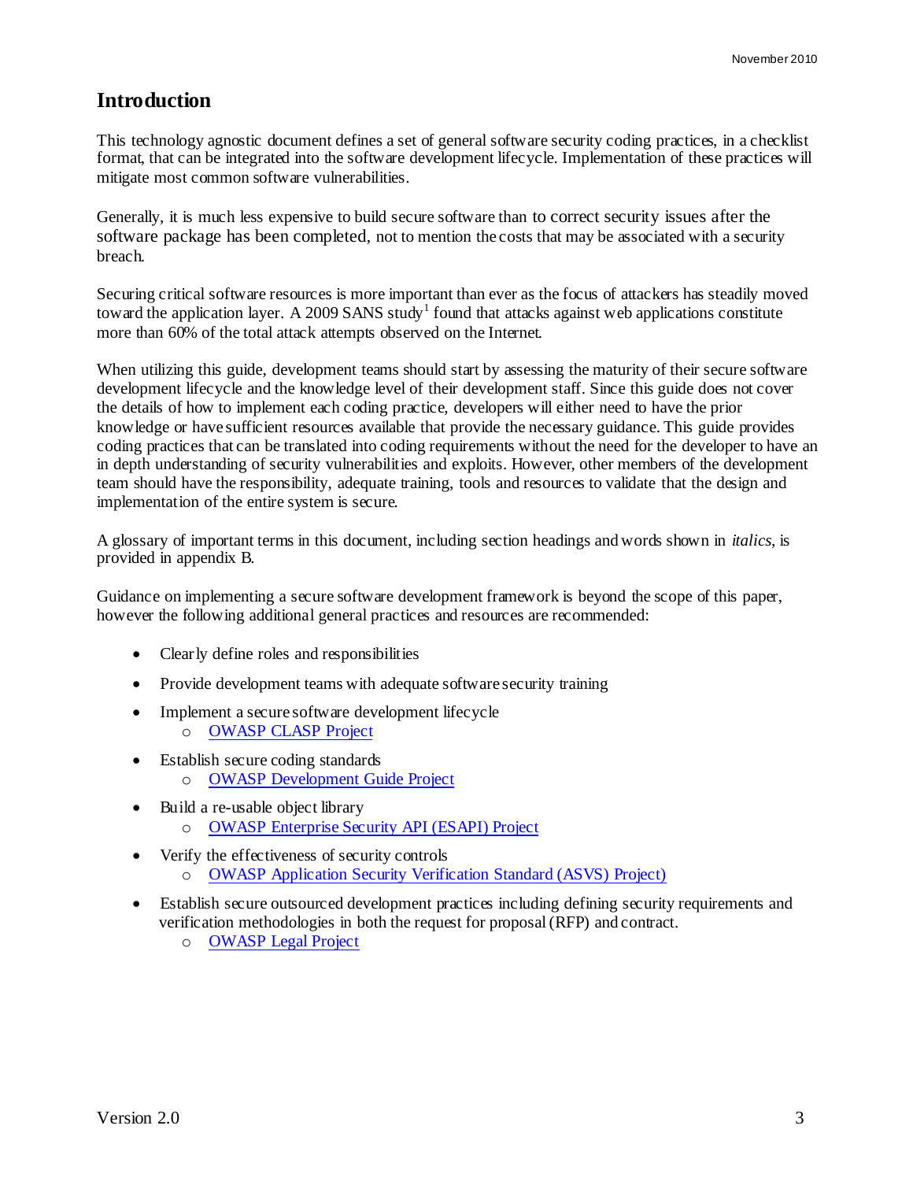# Introduction

This technology agnostic document defines a set of general software security coding practices, in a checklist format, that can be integrated into the software development lifecycle. Implementation of these practices will mitigate most common software vulnerabilities.

Generally, it is much less expensive to build secure software than to correct security issues after the software package has been completed, not to mention the costs that may be associated with a security breach.

Securing critical software resources is more important than ever as the focus of attackers has steadily moved toward the application layer. A 2009 SANS study[1] found that attacks against web applications constitute more than 60% of the total attack attempts observed on the Internet.

When utilizing this guide, development teams should start by assessing the maturity of their secure software development lifecycle and the knowledge level of their development staff. Since this guide does not cover the details of how to implement each coding practice, developers will either need to have the prior knowledge or have sufficient resources available that provide the necessary guidance. This guide provides coding practices that can be translated into coding requirements without the need for the developer to have an in depth understanding of security vulnerabilities and exploits. However, other members of the development team should have the responsibility, adequate training, tools and resources to validate that the design and implementation of the entire system is secure.

A glossary of important terms in this document, including section headings and words shown in *italics*, is provided in appendix B.

Guidance on implementing a secure software development framework is beyond the scope of this paper, however the following additional general practices and resources are recommended:

- Clearly define roles and responsibilities
- Provide development teams with adequate software security training
- Implement a secure software development lifecycle
  - OWASP CLASP Project
- Establish secure coding standards
  - OWASP Development Guide Project
- Build a re-usable object library
  - OWASP Enterprise Security API (ESAPI) Project
- Verify the effectiveness of security controls
  - OWASP Application Security Verification Standard (ASVS) Project)
- Establish secure outsourced development practices including defining security requirements and verification methodologies in both the request for proposal (RFP) and contract.
  - OWASP Legal Project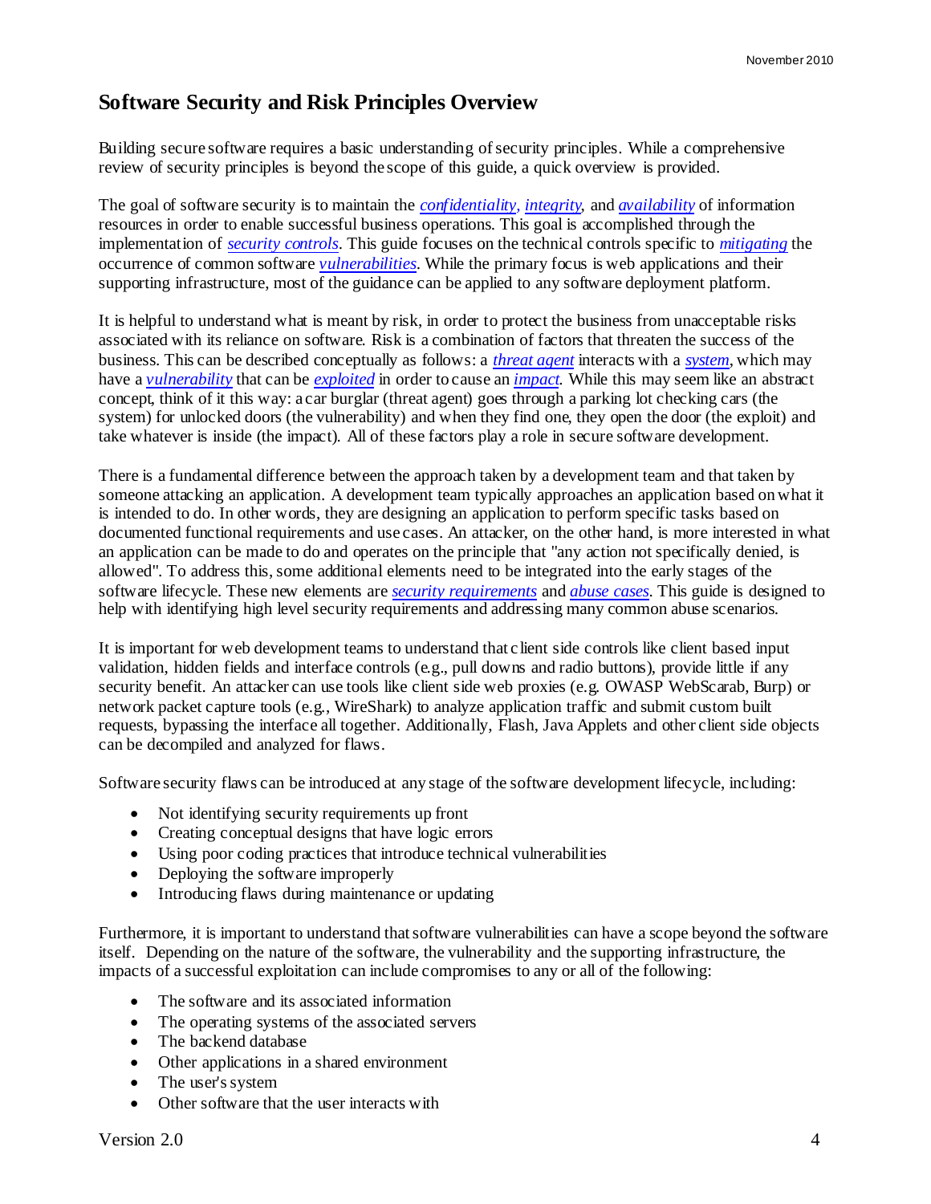## Software Security and Risk Principles Overview

Building secure software requires a basic understanding of security principles. While a comprehensive review of security principles is beyond the scope of this guide, a quick overview is provided.

The goal of software security is to maintain the *confidentiality*, *integrity*, and *availability* of information resources in order to enable successful business operations. This goal is accomplished through the implementation of *security controls*. This guide focuses on the technical controls specific to *mitigating* the occurrence of common software *vulnerabilities*. While the primary focus is web applications and their supporting infrastructure, most of the guidance can be applied to any software deployment platform.

It is helpful to understand what is meant by risk, in order to protect the business from unacceptable risks associated with its reliance on software. Risk is a combination of factors that threaten the success of the business. This can be described conceptually as follows: a *threat agent* interacts with a *system*, which may have a *vulnerability* that can be *exploited* in order to cause an *impact*. While this may seem like an abstract concept, think of it this way: a car burglar (threat agent) goes through a parking lot checking cars (the system) for unlocked doors (the vulnerability) and when they find one, they open the door (the exploit) and take whatever is inside (the impact). All of these factors play a role in secure software development.

There is a fundamental difference between the approach taken by a development team and that taken by someone attacking an application. A development team typically approaches an application based on what it is intended to do. In other words, they are designing an application to perform specific tasks based on documented functional requirements and use cases. An attacker, on the other hand, is more interested in what an application can be made to do and operates on the principle that "any action not specifically denied, is allowed". To address this, some additional elements need to be integrated into the early stages of the software lifecycle. These new elements are *security requirements* and *abuse cases*. This guide is designed to help with identifying high level security requirements and addressing many common abuse scenarios.

It is important for web development teams to understand that client side controls like client based input validation, hidden fields and interface controls (e.g., pull downs and radio buttons), provide little if any security benefit. An attacker can use tools like client side web proxies (e.g. OWASP WebScarab, Burp) or network packet capture tools (e.g., WireShark) to analyze application traffic and submit custom built requests, bypassing the interface all together. Additionally, Flash, Java Applets and other client side objects can be decompiled and analyzed for flaws.

Software security flaws can be introduced at any stage of the software development lifecycle, including:

- Not identifying security requirements up front
- Creating conceptual designs that have logic errors
- Using poor coding practices that introduce technical vulnerabilities
- Deploying the software improperly
- Introducing flaws during maintenance or updating

Furthermore, it is important to understand that software vulnerabilities can have a scope beyond the software itself. Depending on the nature of the software, the vulnerability and the supporting infrastructure, the impacts of a successful exploitation can include compromises to any or all of the following:

- The software and its associated information
- The operating systems of the associated servers
- The backend database
- Other applications in a shared environment
- The user's system
- Other software that the user interacts with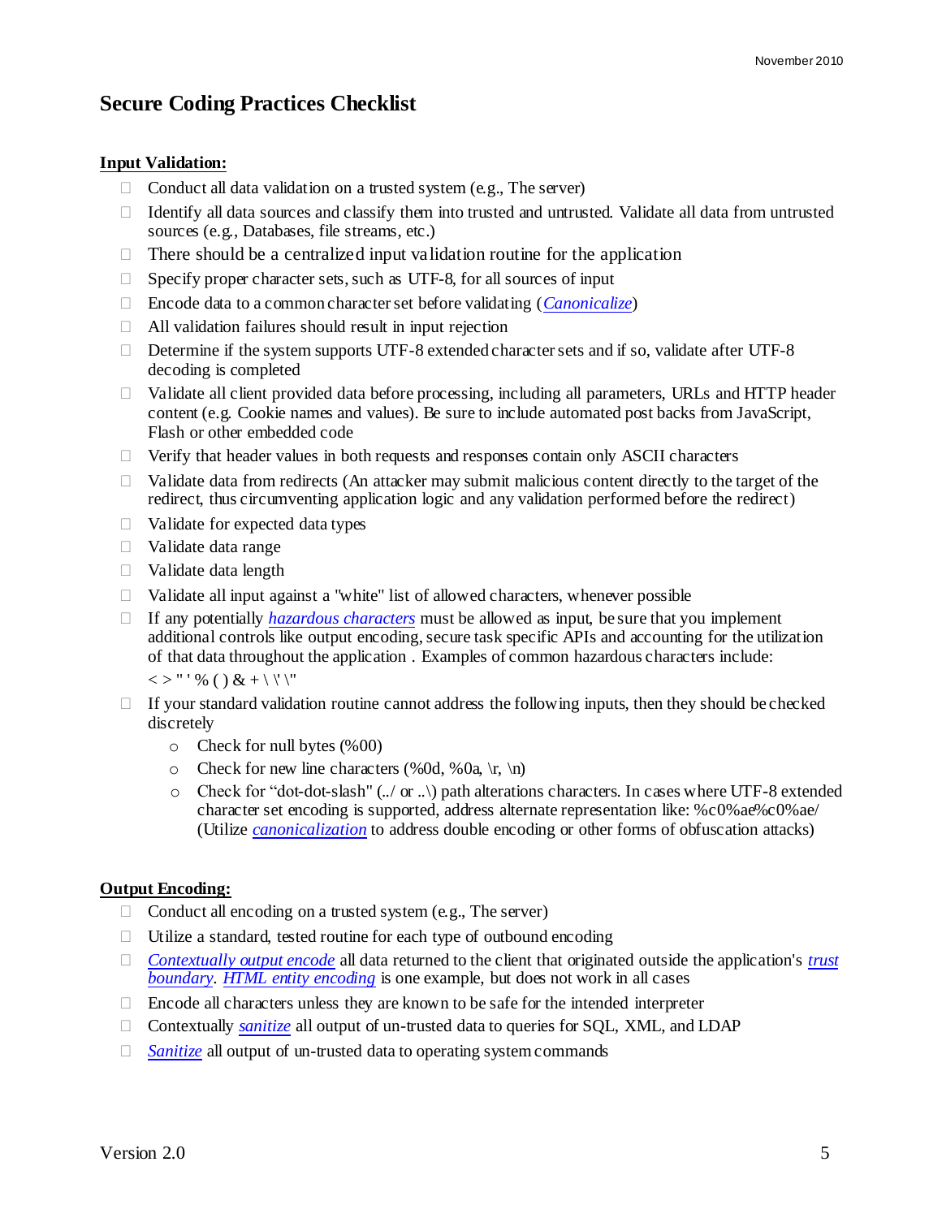## Secure Coding Practices Checklist

**Input Validation:**

- Conduct all data validation on a trusted system (e.g., The server)
- Identify all data sources and classify them into trusted and untrusted. Validate all data from untrusted sources (e.g., Databases, file streams, etc.)
- There should be a centralized input validation routine for the application
- Specify proper character sets, such as UTF-8, for all sources of input
- Encode data to a common character set before validating (*Canonicalize*)
- All validation failures should result in input rejection
- Determine if the system supports UTF-8 extended character sets and if so, validate after UTF-8 decoding is completed
- Validate all client provided data before processing, including all parameters, URLs and HTTP header content (e.g. Cookie names and values). Be sure to include automated post backs from JavaScript, Flash or other embedded code
- Verify that header values in both requests and responses contain only ASCII characters
- Validate data from redirects (An attacker may submit malicious content directly to the target of the redirect, thus circumventing application logic and any validation performed before the redirect)
- Validate for expected data types
- Validate data range
- Validate data length
- Validate all input against a "white" list of allowed characters, whenever possible
- If any potentially *hazardous characters* must be allowed as input, be sure that you implement additional controls like output encoding, secure task specific APIs and accounting for the utilization of that data throughout the application . Examples of common hazardous characters include: < > " ' % ( ) & + \ \' \"
- If your standard validation routine cannot address the following inputs, then they should be checked discretely
    - Check for null bytes (%00)
    - Check for new line characters (%0d, %0a, \r, \n)
    - Check for "dot-dot-slash" (../ or ..\) path alterations characters. In cases where UTF-8 extended character set encoding is supported, address alternate representation like: %c0%ae%c0%ae/ (Utilize *canonicalization* to address double encoding or other forms of obfuscation attacks)

**Output Encoding:**

- Conduct all encoding on a trusted system (e.g., The server)
- Utilize a standard, tested routine for each type of outbound encoding
- *Contextually output encode* all data returned to the client that originated outside the application's *trust boundary*. *HTML entity encoding* is one example, but does not work in all cases
- Encode all characters unless they are known to be safe for the intended interpreter
- Contextually *sanitize* all output of un-trusted data to queries for SQL, XML, and LDAP
- *Sanitize* all output of un-trusted data to operating system commands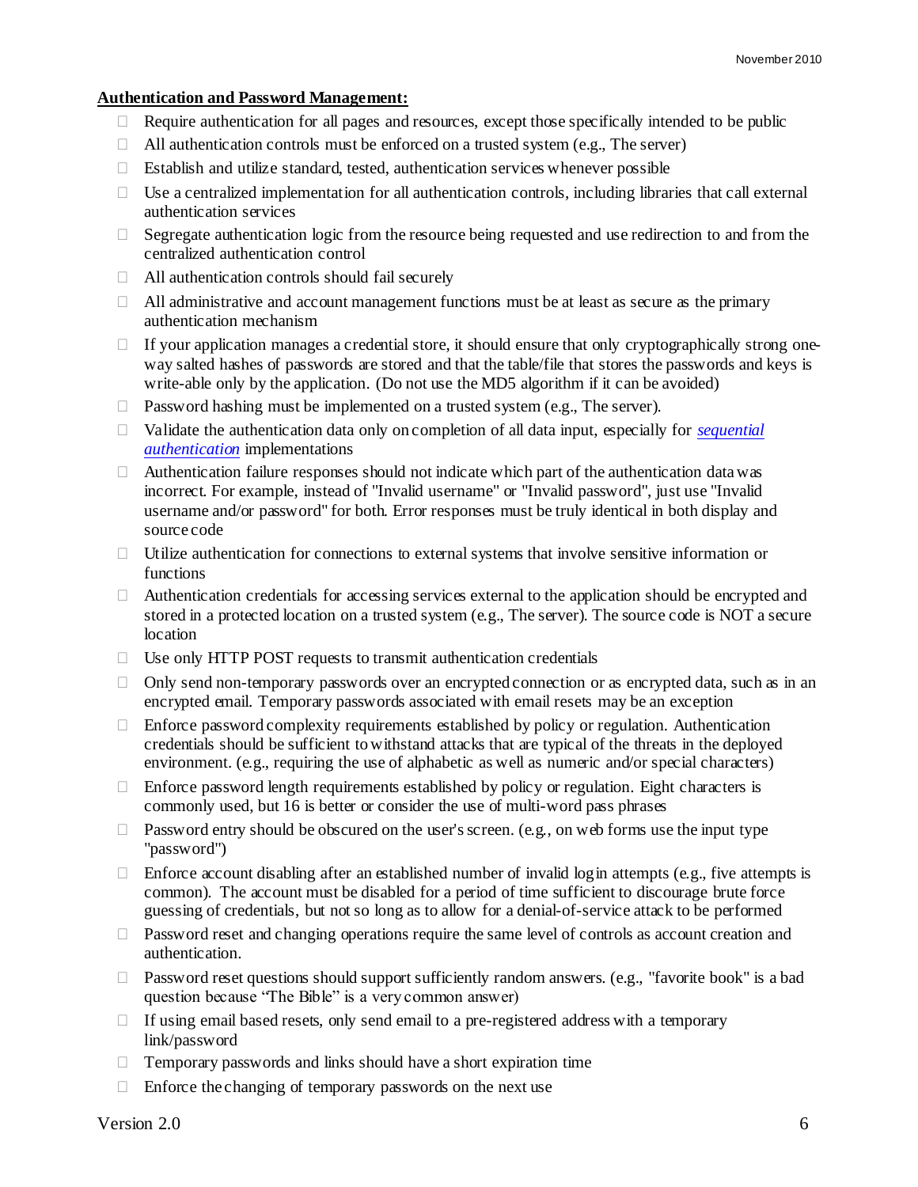**Authentication and Password Management:**

- Require authentication for all pages and resources, except those specifically intended to be public
- All authentication controls must be enforced on a trusted system (e.g., The server)
- Establish and utilize standard, tested, authentication services whenever possible
- Use a centralized implementation for all authentication controls, including libraries that call external authentication services
- Segregate authentication logic from the resource being requested and use redirection to and from the centralized authentication control
- All authentication controls should fail securely
- All administrative and account management functions must be at least as secure as the primary authentication mechanism
- If your application manages a credential store, it should ensure that only cryptographically strong one-way salted hashes of passwords are stored and that the table/file that stores the passwords and keys is write-able only by the application. (Do not use the MD5 algorithm if it can be avoided)
- Password hashing must be implemented on a trusted system (e.g., The server).
- Validate the authentication data only on completion of all data input, especially for *sequential authentication* implementations
- Authentication failure responses should not indicate which part of the authentication data was incorrect. For example, instead of "Invalid username" or "Invalid password", just use "Invalid username and/or password" for both. Error responses must be truly identical in both display and source code
- Utilize authentication for connections to external systems that involve sensitive information or functions
- Authentication credentials for accessing services external to the application should be encrypted and stored in a protected location on a trusted system (e.g., The server). The source code is NOT a secure location
- Use only HTTP POST requests to transmit authentication credentials
- Only send non-temporary passwords over an encrypted connection or as encrypted data, such as in an encrypted email. Temporary passwords associated with email resets may be an exception
- Enforce password complexity requirements established by policy or regulation. Authentication credentials should be sufficient to withstand attacks that are typical of the threats in the deployed environment. (e.g., requiring the use of alphabetic as well as numeric and/or special characters)
- Enforce password length requirements established by policy or regulation. Eight characters is commonly used, but 16 is better or consider the use of multi-word pass phrases
- Password entry should be obscured on the user's screen. (e.g., on web forms use the input type "password")
- Enforce account disabling after an established number of invalid login attempts (e.g., five attempts is common). The account must be disabled for a period of time sufficient to discourage brute force guessing of credentials, but not so long as to allow for a denial-of-service attack to be performed
- Password reset and changing operations require the same level of controls as account creation and authentication.
- Password reset questions should support sufficiently random answers. (e.g., "favorite book" is a bad question because "The Bible" is a very common answer)
- If using email based resets, only send email to a pre-registered address with a temporary link/password
- Temporary passwords and links should have a short expiration time
- Enforce the changing of temporary passwords on the next use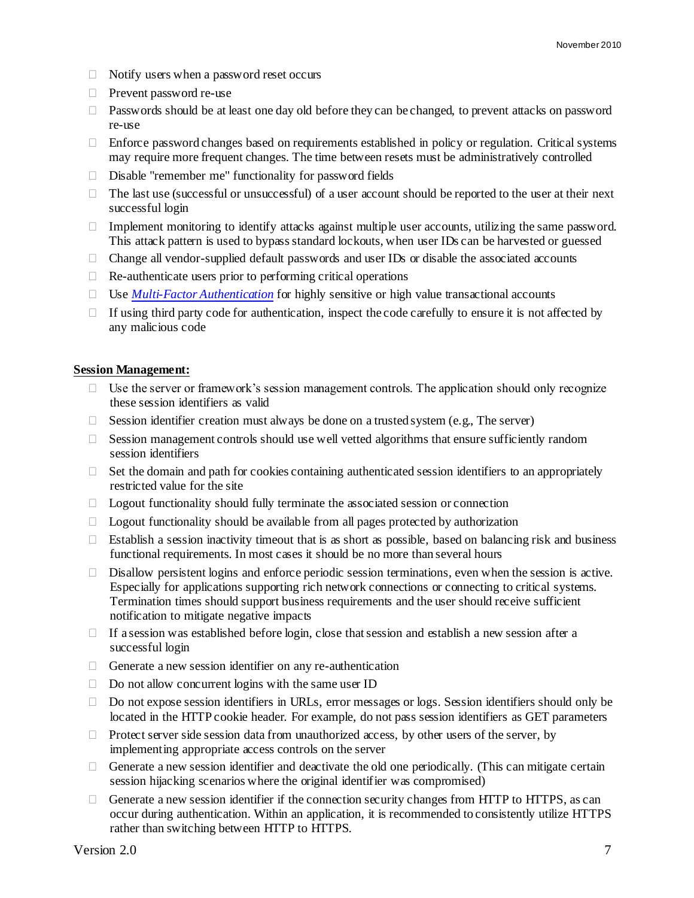- Notify users when a password reset occurs
- Prevent password re-use
- Passwords should be at least one day old before they can be changed, to prevent attacks on password re-use
- Enforce password changes based on requirements established in policy or regulation. Critical systems may require more frequent changes. The time between resets must be administratively controlled
- Disable "remember me" functionality for password fields
- The last use (successful or unsuccessful) of a user account should be reported to the user at their next successful login
- Implement monitoring to identify attacks against multiple user accounts, utilizing the same password. This attack pattern is used to bypass standard lockouts, when user IDs can be harvested or guessed
- Change all vendor-supplied default passwords and user IDs or disable the associated accounts
- Re-authenticate users prior to performing critical operations
- Use *Multi-Factor Authentication* for highly sensitive or high value transactional accounts
- If using third party code for authentication, inspect the code carefully to ensure it is not affected by any malicious code

**Session Management:**

- Use the server or framework's session management controls. The application should only recognize these session identifiers as valid
- Session identifier creation must always be done on a trusted system (e.g., The server)
- Session management controls should use well vetted algorithms that ensure sufficiently random session identifiers
- Set the domain and path for cookies containing authenticated session identifiers to an appropriately restricted value for the site
- Logout functionality should fully terminate the associated session or connection
- Logout functionality should be available from all pages protected by authorization
- Establish a session inactivity timeout that is as short as possible, based on balancing risk and business functional requirements. In most cases it should be no more than several hours
- Disallow persistent logins and enforce periodic session terminations, even when the session is active. Especially for applications supporting rich network connections or connecting to critical systems. Termination times should support business requirements and the user should receive sufficient notification to mitigate negative impacts
- If a session was established before login, close that session and establish a new session after a successful login
- Generate a new session identifier on any re-authentication
- Do not allow concurrent logins with the same user ID
- Do not expose session identifiers in URLs, error messages or logs. Session identifiers should only be located in the HTTP cookie header. For example, do not pass session identifiers as GET parameters
- Protect server side session data from unauthorized access, by other users of the server, by implementing appropriate access controls on the server
- Generate a new session identifier and deactivate the old one periodically. (This can mitigate certain session hijacking scenarios where the original identifier was compromised)
- Generate a new session identifier if the connection security changes from HTTP to HTTPS, as can occur during authentication. Within an application, it is recommended to consistently utilize HTTPS rather than switching between HTTP to HTTPS.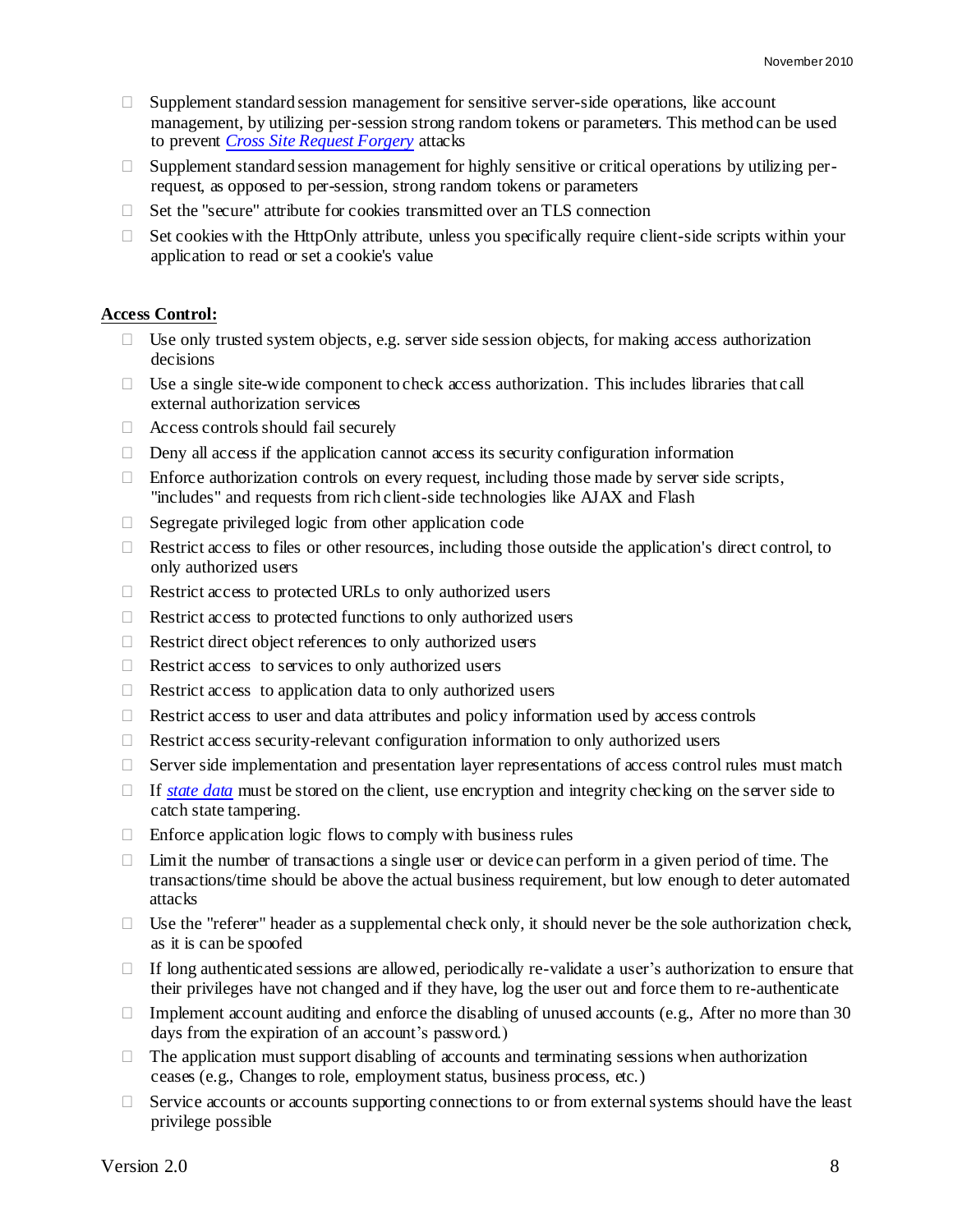- Supplement standard session management for sensitive server-side operations, like account management, by utilizing per-session strong random tokens or parameters. This method can be used to prevent *Cross Site Request Forgery* attacks
- Supplement standard session management for highly sensitive or critical operations by utilizing per-request, as opposed to per-session, strong random tokens or parameters
- Set the "secure" attribute for cookies transmitted over an TLS connection
- Set cookies with the HttpOnly attribute, unless you specifically require client-side scripts within your application to read or set a cookie's value

**Access Control:**

- Use only trusted system objects, e.g. server side session objects, for making access authorization decisions
- Use a single site-wide component to check access authorization. This includes libraries that call external authorization services
- Access controls should fail securely
- Deny all access if the application cannot access its security configuration information
- Enforce authorization controls on every request, including those made by server side scripts, "includes" and requests from rich client-side technologies like AJAX and Flash
- Segregate privileged logic from other application code
- Restrict access to files or other resources, including those outside the application's direct control, to only authorized users
- Restrict access to protected URLs to only authorized users
- Restrict access to protected functions to only authorized users
- Restrict direct object references to only authorized users
- Restrict access to services to only authorized users
- Restrict access to application data to only authorized users
- Restrict access to user and data attributes and policy information used by access controls
- Restrict access security-relevant configuration information to only authorized users
- Server side implementation and presentation layer representations of access control rules must match
- If *state data* must be stored on the client, use encryption and integrity checking on the server side to catch state tampering.
- Enforce application logic flows to comply with business rules
- Limit the number of transactions a single user or device can perform in a given period of time. The transactions/time should be above the actual business requirement, but low enough to deter automated attacks
- Use the "referer" header as a supplemental check only, it should never be the sole authorization check, as it is can be spoofed
- If long authenticated sessions are allowed, periodically re-validate a user's authorization to ensure that their privileges have not changed and if they have, log the user out and force them to re-authenticate
- Implement account auditing and enforce the disabling of unused accounts (e.g., After no more than 30 days from the expiration of an account's password.)
- The application must support disabling of accounts and terminating sessions when authorization ceases (e.g., Changes to role, employment status, business process, etc.)
- Service accounts or accounts supporting connections to or from external systems should have the least privilege possible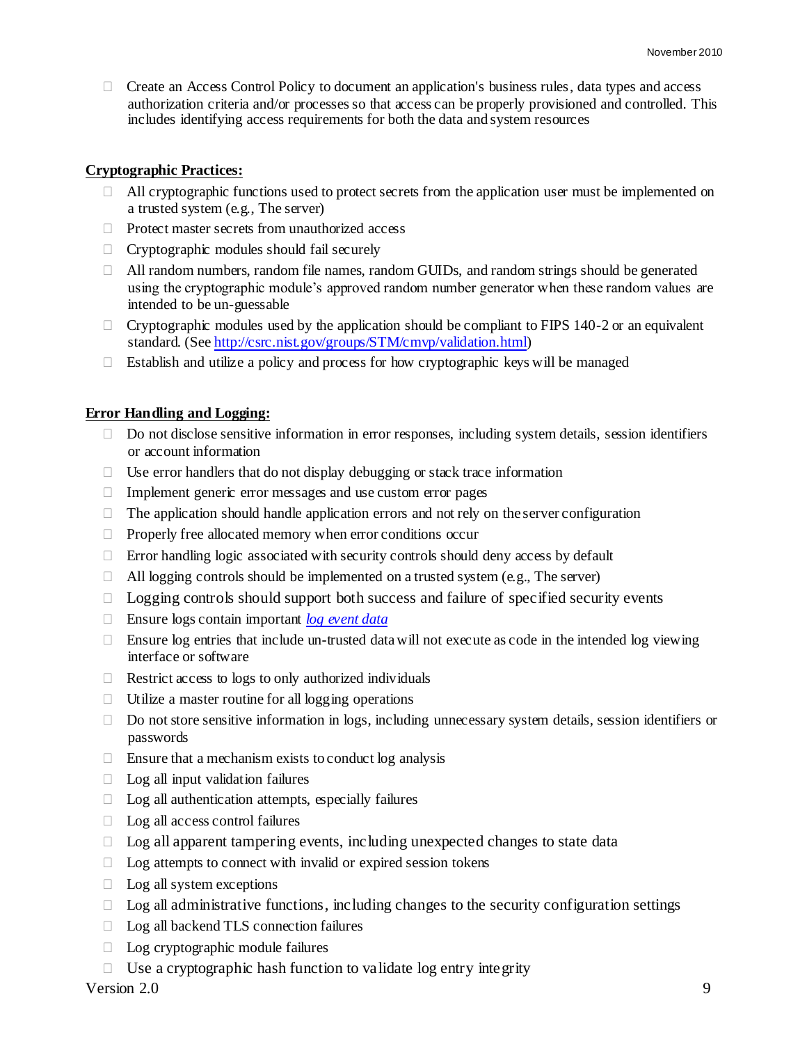- Create an Access Control Policy to document an application's business rules, data types and access authorization criteria and/or processes so that access can be properly provisioned and controlled. This includes identifying access requirements for both the data and system resources

**Cryptographic Practices:**

- All cryptographic functions used to protect secrets from the application user must be implemented on a trusted system (e.g., The server)
- Protect master secrets from unauthorized access
- Cryptographic modules should fail securely
- All random numbers, random file names, random GUIDs, and random strings should be generated using the cryptographic module's approved random number generator when these random values are intended to be un-guessable
- Cryptographic modules used by the application should be compliant to FIPS 140-2 or an equivalent standard. (See [http://csrc.nist.gov/groups/STM/cmvp/validation.html](http://csrc.nist.gov/groups/STM/cmvp/validation.html))
- Establish and utilize a policy and process for how cryptographic keys will be managed

**Error Handling and Logging:**

- Do not disclose sensitive information in error responses, including system details, session identifiers or account information
- Use error handlers that do not display debugging or stack trace information
- Implement generic error messages and use custom error pages
- The application should handle application errors and not rely on the server configuration
- Properly free allocated memory when error conditions occur
- Error handling logic associated with security controls should deny access by default
- All logging controls should be implemented on a trusted system (e.g., The server)
- Logging controls should support both success and failure of specified security events
- Ensure logs contain important *log event data*
- Ensure log entries that include un-trusted data will not execute as code in the intended log viewing interface or software
- Restrict access to logs to only authorized individuals
- Utilize a master routine for all logging operations
- Do not store sensitive information in logs, including unnecessary system details, session identifiers or passwords
- Ensure that a mechanism exists to conduct log analysis
- Log all input validation failures
- Log all authentication attempts, especially failures
- Log all access control failures
- Log all apparent tampering events, including unexpected changes to state data
- Log attempts to connect with invalid or expired session tokens
- Log all system exceptions
- Log all administrative functions, including changes to the security configuration settings
- Log all backend TLS connection failures
- Log cryptographic module failures
- Use a cryptographic hash function to validate log entry integrity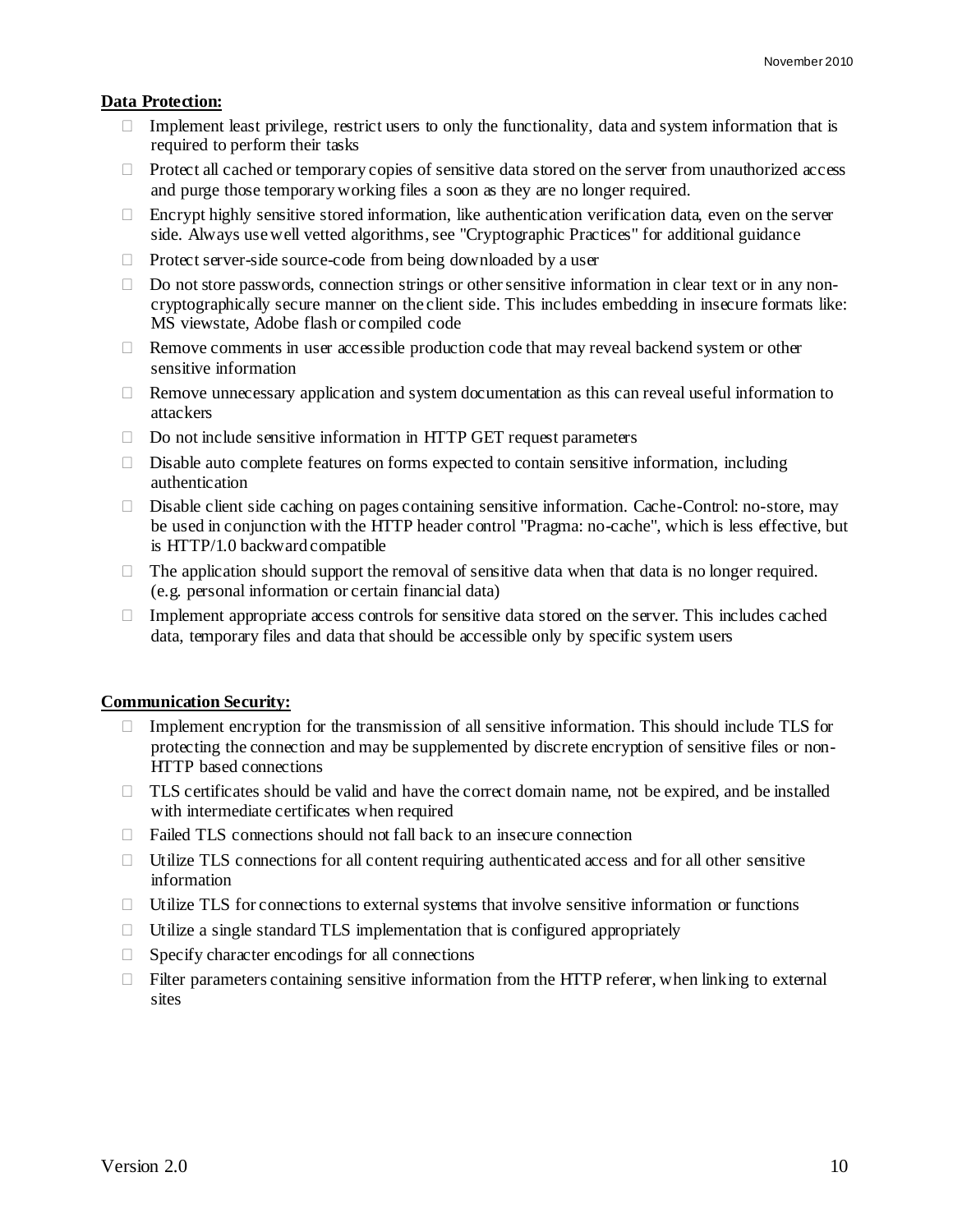**Data Protection:**

- Implement least privilege, restrict users to only the functionality, data and system information that is required to perform their tasks
- Protect all cached or temporary copies of sensitive data stored on the server from unauthorized access and purge those temporary working files a soon as they are no longer required.
- Encrypt highly sensitive stored information, like authentication verification data, even on the server side. Always use well vetted algorithms, see "Cryptographic Practices" for additional guidance
- Protect server-side source-code from being downloaded by a user
- Do not store passwords, connection strings or other sensitive information in clear text or in any non-cryptographically secure manner on the client side. This includes embedding in insecure formats like: MS viewstate, Adobe flash or compiled code
- Remove comments in user accessible production code that may reveal backend system or other sensitive information
- Remove unnecessary application and system documentation as this can reveal useful information to attackers
- Do not include sensitive information in HTTP GET request parameters
- Disable auto complete features on forms expected to contain sensitive information, including authentication
- Disable client side caching on pages containing sensitive information. Cache-Control: no-store, may be used in conjunction with the HTTP header control "Pragma: no-cache", which is less effective, but is HTTP/1.0 backward compatible
- The application should support the removal of sensitive data when that data is no longer required. (e.g. personal information or certain financial data)
- Implement appropriate access controls for sensitive data stored on the server. This includes cached data, temporary files and data that should be accessible only by specific system users

**Communication Security:**

- Implement encryption for the transmission of all sensitive information. This should include TLS for protecting the connection and may be supplemented by discrete encryption of sensitive files or non-HTTP based connections
- TLS certificates should be valid and have the correct domain name, not be expired, and be installed with intermediate certificates when required
- Failed TLS connections should not fall back to an insecure connection
- Utilize TLS connections for all content requiring authenticated access and for all other sensitive information
- Utilize TLS for connections to external systems that involve sensitive information or functions
- Utilize a single standard TLS implementation that is configured appropriately
- Specify character encodings for all connections
- Filter parameters containing sensitive information from the HTTP referer, when linking to external sites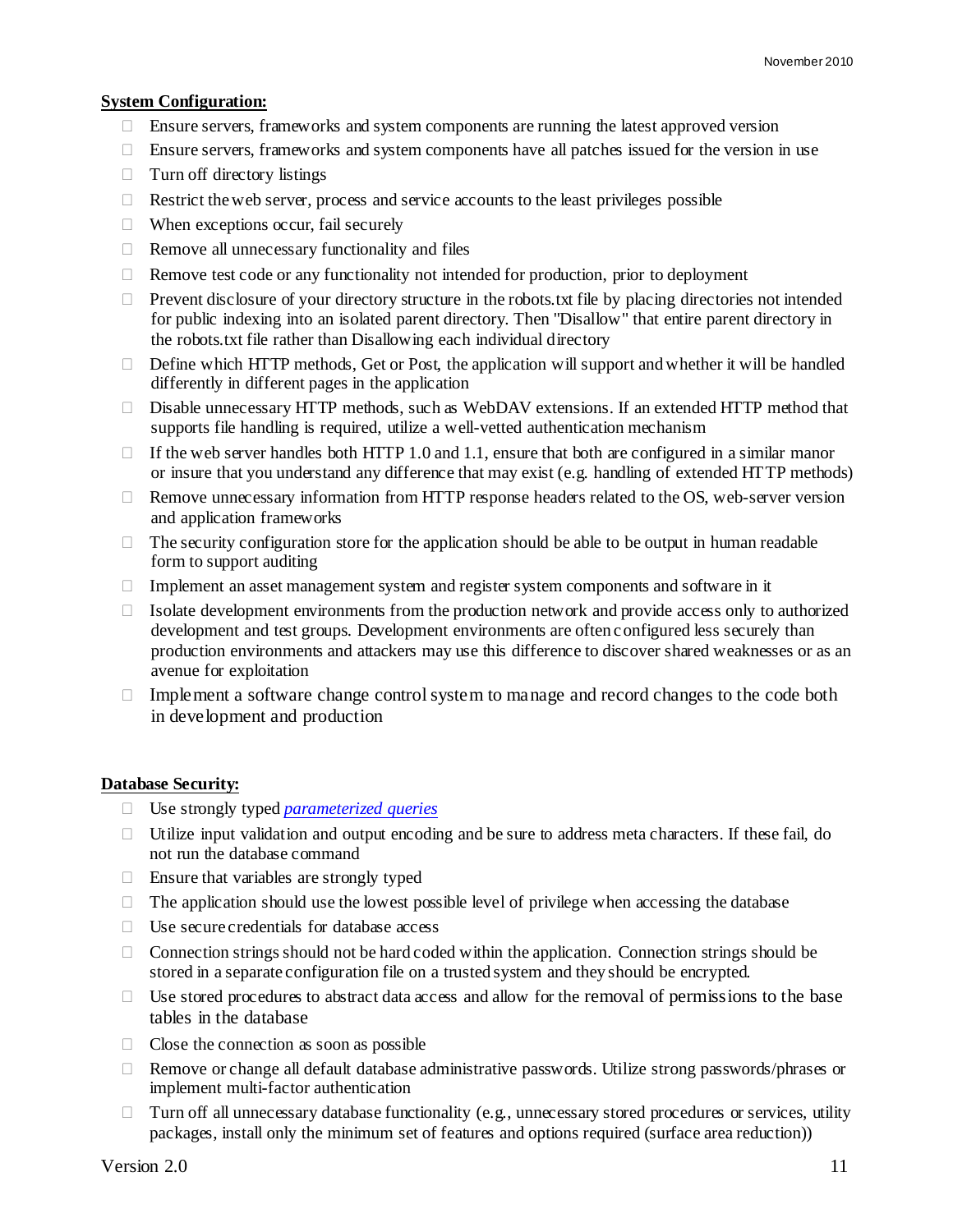**System Configuration:**

- Ensure servers, frameworks and system components are running the latest approved version
- Ensure servers, frameworks and system components have all patches issued for the version in use
- Turn off directory listings
- Restrict the web server, process and service accounts to the least privileges possible
- When exceptions occur, fail securely
- Remove all unnecessary functionality and files
- Remove test code or any functionality not intended for production, prior to deployment
- Prevent disclosure of your directory structure in the robots.txt file by placing directories not intended for public indexing into an isolated parent directory. Then "Disallow" that entire parent directory in the robots.txt file rather than Disallowing each individual directory
- Define which HTTP methods, Get or Post, the application will support and whether it will be handled differently in different pages in the application
- Disable unnecessary HTTP methods, such as WebDAV extensions. If an extended HTTP method that supports file handling is required, utilize a well-vetted authentication mechanism
- If the web server handles both HTTP 1.0 and 1.1, ensure that both are configured in a similar manor or insure that you understand any difference that may exist (e.g. handling of extended HTTP methods)
- Remove unnecessary information from HTTP response headers related to the OS, web-server version and application frameworks
- The security configuration store for the application should be able to be output in human readable form to support auditing
- Implement an asset management system and register system components and software in it
- Isolate development environments from the production network and provide access only to authorized development and test groups. Development environments are often configured less securely than production environments and attackers may use this difference to discover shared weaknesses or as an avenue for exploitation
- Implement a software change control system to manage and record changes to the code both in development and production

**Database Security:**

- Use strongly typed *parameterized queries*
- Utilize input validation and output encoding and be sure to address meta characters. If these fail, do not run the database command
- Ensure that variables are strongly typed
- The application should use the lowest possible level of privilege when accessing the database
- Use secure credentials for database access
- Connection strings should not be hard coded within the application. Connection strings should be stored in a separate configuration file on a trusted system and they should be encrypted.
- Use stored procedures to abstract data access and allow for the removal of permissions to the base tables in the database
- Close the connection as soon as possible
- Remove or change all default database administrative passwords. Utilize strong passwords/phrases or implement multi-factor authentication
- Turn off all unnecessary database functionality (e.g., unnecessary stored procedures or services, utility packages, install only the minimum set of features and options required (surface area reduction))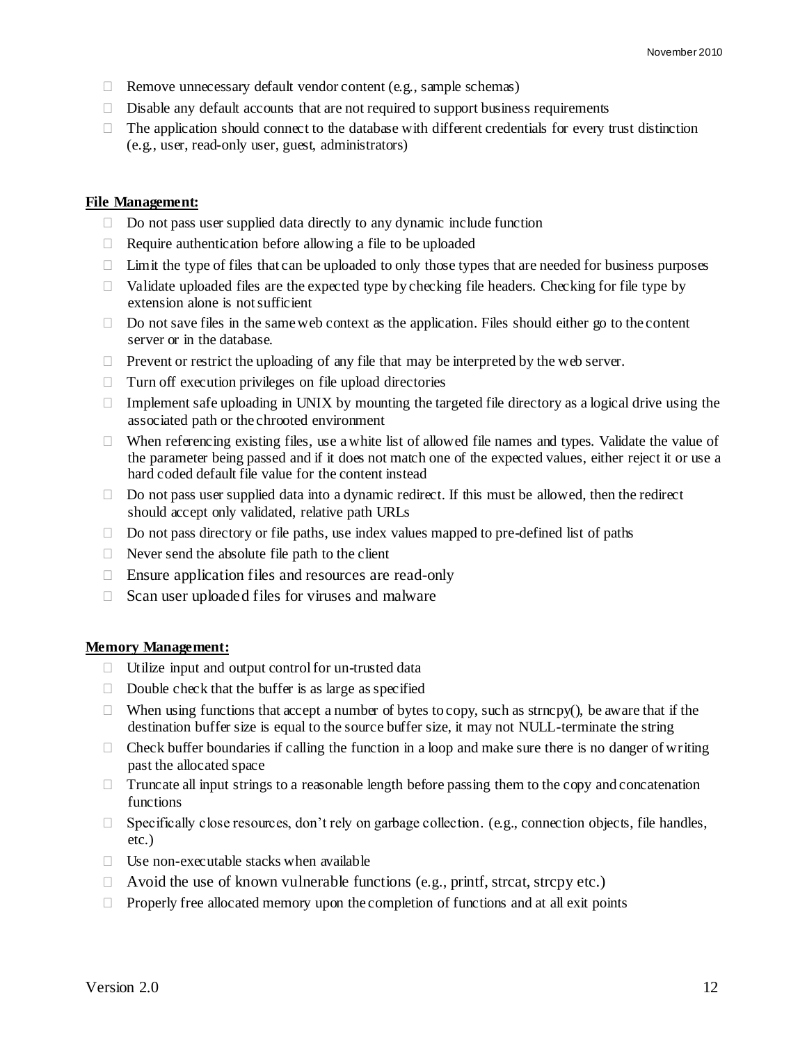- Remove unnecessary default vendor content (e.g., sample schemas)
- Disable any default accounts that are not required to support business requirements
- The application should connect to the database with different credentials for every trust distinction (e.g., user, read-only user, guest, administrators)

**File Management:**

- Do not pass user supplied data directly to any dynamic include function
- Require authentication before allowing a file to be uploaded
- Limit the type of files that can be uploaded to only those types that are needed for business purposes
- Validate uploaded files are the expected type by checking file headers. Checking for file type by extension alone is not sufficient
- Do not save files in the same web context as the application. Files should either go to the content server or in the database.
- Prevent or restrict the uploading of any file that may be interpreted by the web server.
- Turn off execution privileges on file upload directories
- Implement safe uploading in UNIX by mounting the targeted file directory as a logical drive using the associated path or the chrooted environment
- When referencing existing files, use a white list of allowed file names and types. Validate the value of the parameter being passed and if it does not match one of the expected values, either reject it or use a hard coded default file value for the content instead
- Do not pass user supplied data into a dynamic redirect. If this must be allowed, then the redirect should accept only validated, relative path URLs
- Do not pass directory or file paths, use index values mapped to pre-defined list of paths
- Never send the absolute file path to the client
- Ensure application files and resources are read-only
- Scan user uploaded files for viruses and malware

**Memory Management:**

- Utilize input and output control for un-trusted data
- Double check that the buffer is as large as specified
- When using functions that accept a number of bytes to copy, such as strncpy(), be aware that if the destination buffer size is equal to the source buffer size, it may not NULL-terminate the string
- Check buffer boundaries if calling the function in a loop and make sure there is no danger of writing past the allocated space
- Truncate all input strings to a reasonable length before passing them to the copy and concatenation functions
- Specifically close resources, don't rely on garbage collection. (e.g., connection objects, file handles, etc.)
- Use non-executable stacks when available
- Avoid the use of known vulnerable functions (e.g., printf, strcat, strcpy etc.)
- Properly free allocated memory upon the completion of functions and at all exit points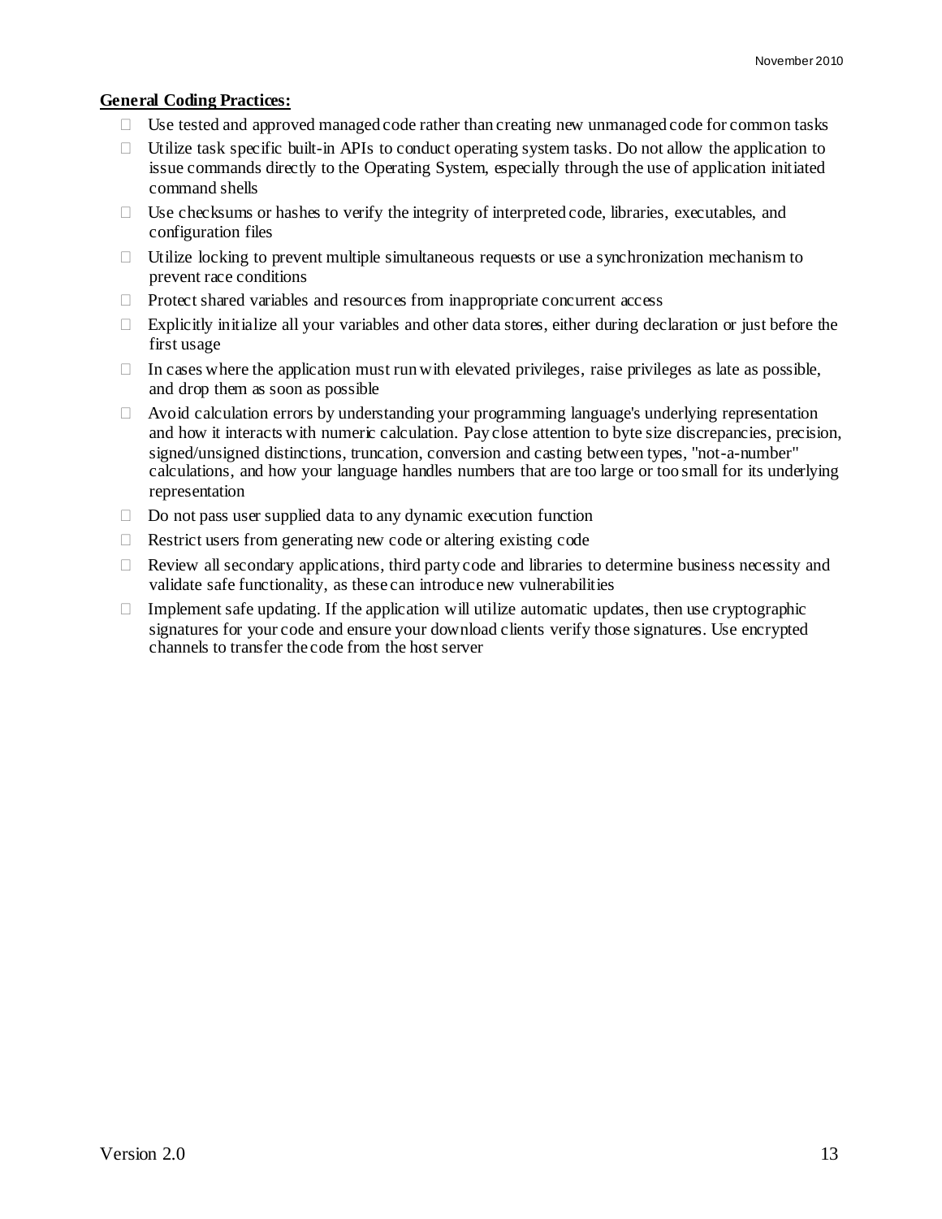**General Coding Practices:**

- Use tested and approved managed code rather than creating new unmanaged code for common tasks
- Utilize task specific built-in APIs to conduct operating system tasks. Do not allow the application to issue commands directly to the Operating System, especially through the use of application initiated command shells
- Use checksums or hashes to verify the integrity of interpreted code, libraries, executables, and configuration files
- Utilize locking to prevent multiple simultaneous requests or use a synchronization mechanism to prevent race conditions
- Protect shared variables and resources from inappropriate concurrent access
- Explicitly initialize all your variables and other data stores, either during declaration or just before the first usage
- In cases where the application must run with elevated privileges, raise privileges as late as possible, and drop them as soon as possible
- Avoid calculation errors by understanding your programming language's underlying representation and how it interacts with numeric calculation. Pay close attention to byte size discrepancies, precision, signed/unsigned distinctions, truncation, conversion and casting between types, "not-a-number" calculations, and how your language handles numbers that are too large or too small for its underlying representation
- Do not pass user supplied data to any dynamic execution function
- Restrict users from generating new code or altering existing code
- Review all secondary applications, third party code and libraries to determine business necessity and validate safe functionality, as these can introduce new vulnerabilities
- Implement safe updating. If the application will utilize automatic updates, then use cryptographic signatures for your code and ensure your download clients verify those signatures. Use encrypted channels to transfer the code from the host server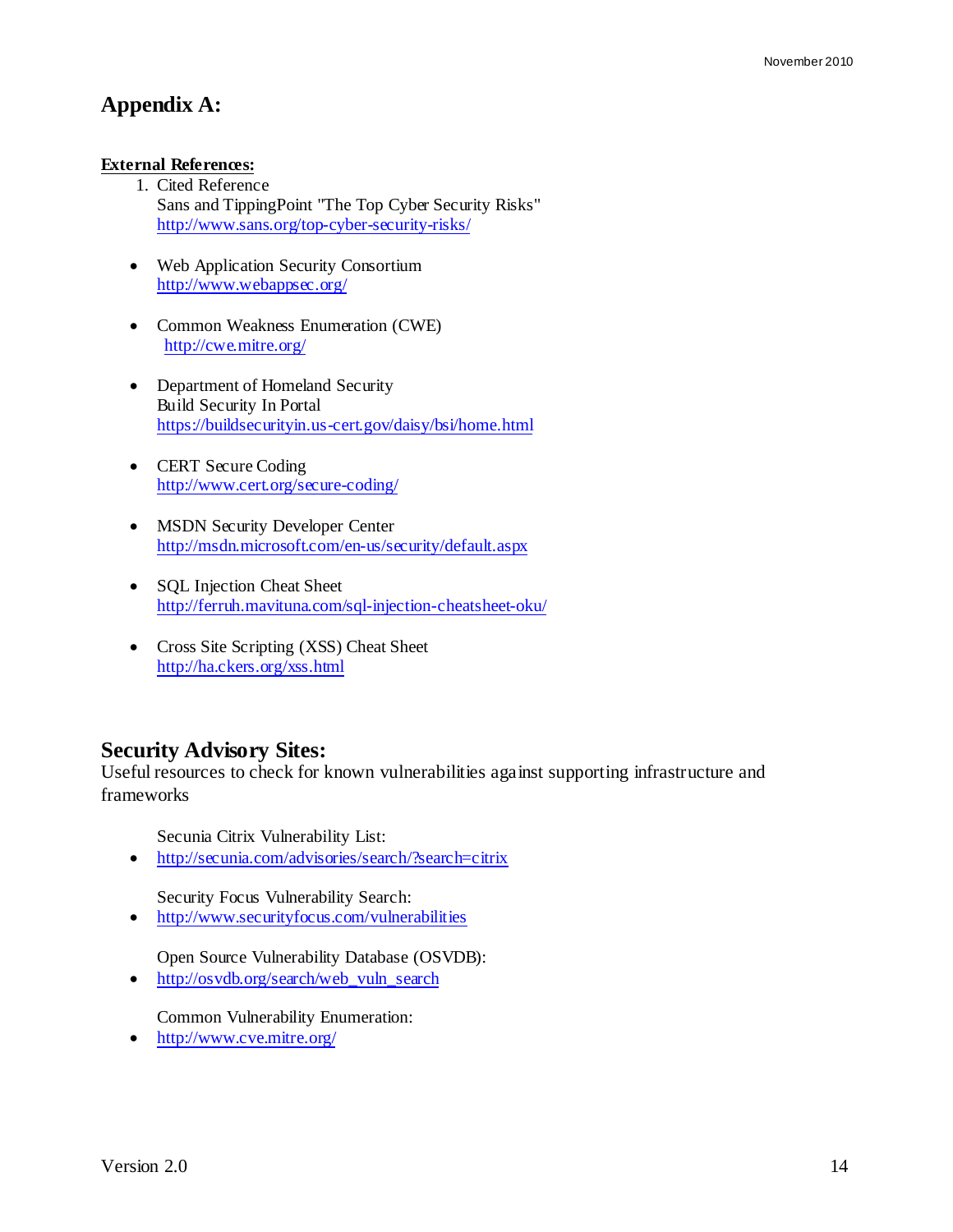# Appendix A:

**External References:**

1. Cited Reference
   Sans and TippingPoint "The Top Cyber Security Risks"
   http://www.sans.org/top-cyber-security-risks/

- Web Application Security Consortium
  http://www.webappsec.org/

- Common Weakness Enumeration (CWE)
  http://cwe.mitre.org/

- Department of Homeland Security
  Build Security In Portal
  https://buildsecurityin.us-cert.gov/daisy/bsi/home.html

- CERT Secure Coding
  http://www.cert.org/secure-coding/

- MSDN Security Developer Center
  http://msdn.microsoft.com/en-us/security/default.aspx

- SQL Injection Cheat Sheet
  http://ferruh.mavituna.com/sql-injection-cheatsheet-oku/

- Cross Site Scripting (XSS) Cheat Sheet
  http://ha.ckers.org/xss.html

## Security Advisory Sites:

Useful resources to check for known vulnerabilities against supporting infrastructure and frameworks

Secunia Citrix Vulnerability List:

- http://secunia.com/advisories/search/?search=citrix

Security Focus Vulnerability Search:

- http://www.securityfocus.com/vulnerabilities

Open Source Vulnerability Database (OSVDB):

- http://osvdb.org/search/web_vuln_search

Common Vulnerability Enumeration:

- http://www.cve.mitre.org/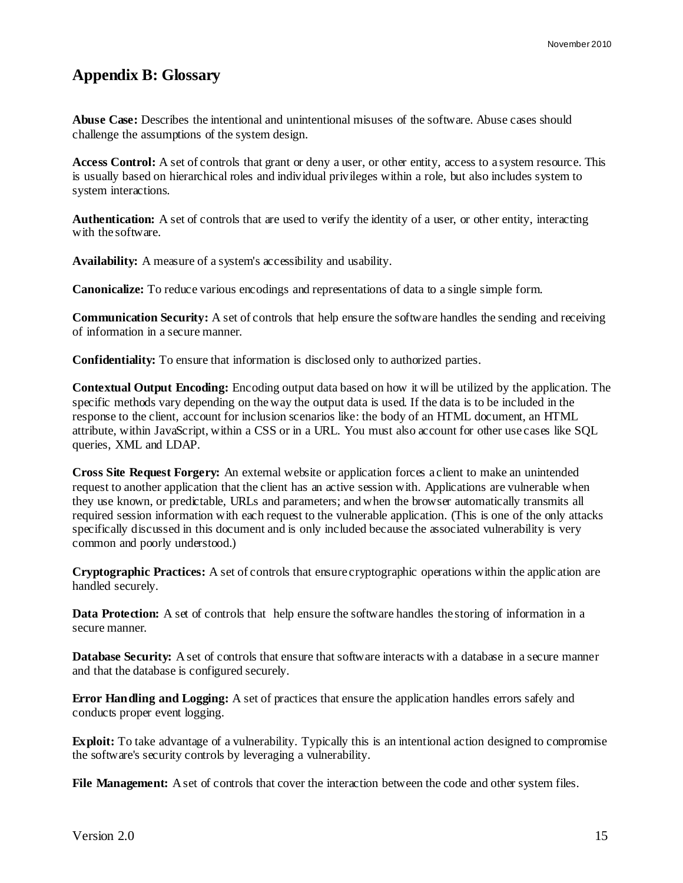## Appendix B: Glossary

**Abuse Case:** Describes the intentional and unintentional misuses of the software. Abuse cases should challenge the assumptions of the system design.

**Access Control:** A set of controls that grant or deny a user, or other entity, access to a system resource. This is usually based on hierarchical roles and individual privileges within a role, but also includes system to system interactions.

**Authentication:** A set of controls that are used to verify the identity of a user, or other entity, interacting with the software.

**Availability:** A measure of a system's accessibility and usability.

**Canonicalize:** To reduce various encodings and representations of data to a single simple form.

**Communication Security:** A set of controls that help ensure the software handles the sending and receiving of information in a secure manner.

**Confidentiality:** To ensure that information is disclosed only to authorized parties.

**Contextual Output Encoding:** Encoding output data based on how it will be utilized by the application. The specific methods vary depending on the way the output data is used. If the data is to be included in the response to the client, account for inclusion scenarios like: the body of an HTML document, an HTML attribute, within JavaScript, within a CSS or in a URL. You must also account for other use cases like SQL queries, XML and LDAP.

**Cross Site Request Forgery:** An external website or application forces a client to make an unintended request to another application that the client has an active session with. Applications are vulnerable when they use known, or predictable, URLs and parameters; and when the browser automatically transmits all required session information with each request to the vulnerable application. (This is one of the only attacks specifically discussed in this document and is only included because the associated vulnerability is very common and poorly understood.)

**Cryptographic Practices:** A set of controls that ensure cryptographic operations within the application are handled securely.

**Data Protection:** A set of controls that help ensure the software handles the storing of information in a secure manner.

**Database Security:** A set of controls that ensure that software interacts with a database in a secure manner and that the database is configured securely.

**Error Handling and Logging:** A set of practices that ensure the application handles errors safely and conducts proper event logging.

**Exploit:** To take advantage of a vulnerability. Typically this is an intentional action designed to compromise the software's security controls by leveraging a vulnerability.

**File Management:** A set of controls that cover the interaction between the code and other system files.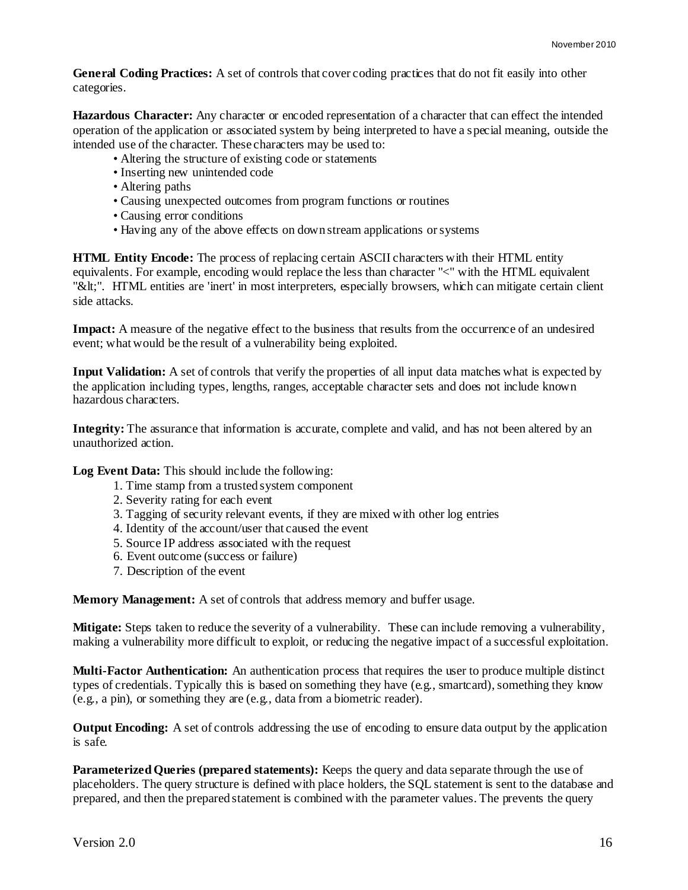**General Coding Practices:** A set of controls that cover coding practices that do not fit easily into other categories.

**Hazardous Character:** Any character or encoded representation of a character that can effect the intended operation of the application or associated system by being interpreted to have a special meaning, outside the intended use of the character. These characters may be used to:

- Altering the structure of existing code or statements
- Inserting new unintended code
- Altering paths
- Causing unexpected outcomes from program functions or routines
- Causing error conditions
- Having any of the above effects on down stream applications or systems

**HTML Entity Encode:** The process of replacing certain ASCII characters with their HTML entity equivalents. For example, encoding would replace the less than character "<" with the HTML equivalent "&lt;". HTML entities are 'inert' in most interpreters, especially browsers, which can mitigate certain client side attacks.

**Impact:** A measure of the negative effect to the business that results from the occurrence of an undesired event; what would be the result of a vulnerability being exploited.

**Input Validation:** A set of controls that verify the properties of all input data matches what is expected by the application including types, lengths, ranges, acceptable character sets and does not include known hazardous characters.

**Integrity:** The assurance that information is accurate, complete and valid, and has not been altered by an unauthorized action.

**Log Event Data:** This should include the following:

1. Time stamp from a trusted system component
2. Severity rating for each event
3. Tagging of security relevant events, if they are mixed with other log entries
4. Identity of the account/user that caused the event
5. Source IP address associated with the request
6. Event outcome (success or failure)
7. Description of the event

**Memory Management:** A set of controls that address memory and buffer usage.

**Mitigate:** Steps taken to reduce the severity of a vulnerability. These can include removing a vulnerability, making a vulnerability more difficult to exploit, or reducing the negative impact of a successful exploitation.

**Multi-Factor Authentication:** An authentication process that requires the user to produce multiple distinct types of credentials. Typically this is based on something they have (e.g., smartcard), something they know (e.g., a pin), or something they are (e.g., data from a biometric reader).

**Output Encoding:** A set of controls addressing the use of encoding to ensure data output by the application is safe.

**Parameterized Queries (prepared statements):** Keeps the query and data separate through the use of placeholders. The query structure is defined with place holders, the SQL statement is sent to the database and prepared, and then the prepared statement is combined with the parameter values. The prevents the query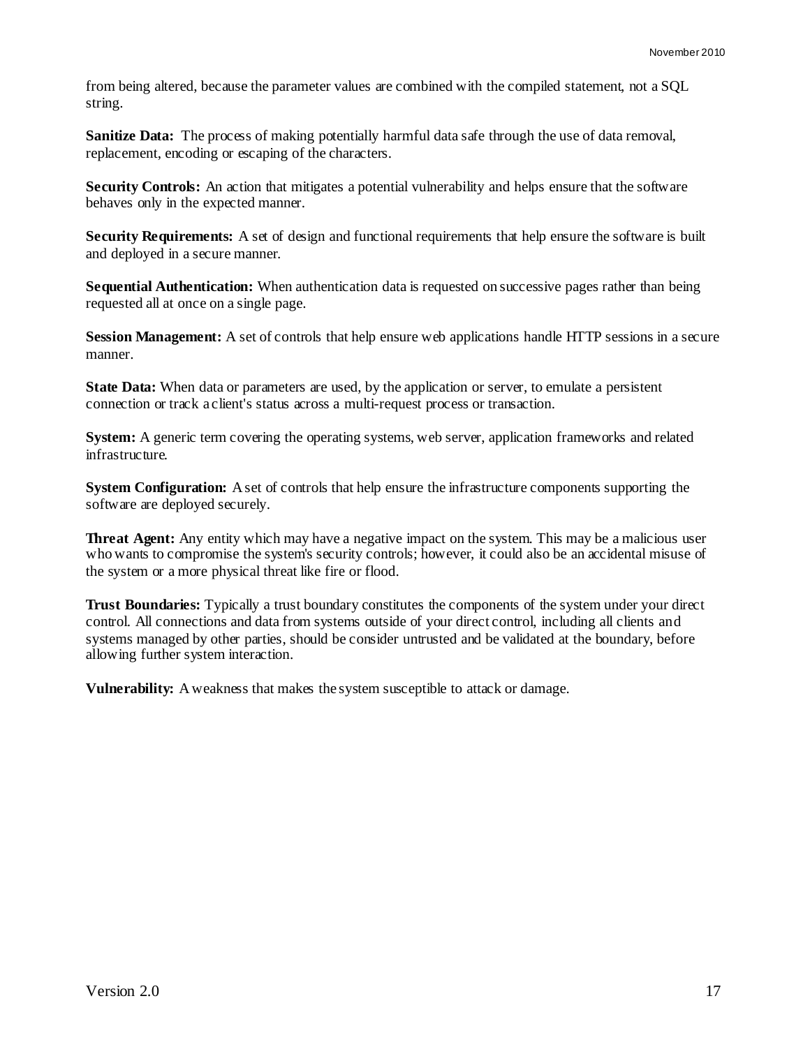from being altered, because the parameter values are combined with the compiled statement, not a SQL string.

**Sanitize Data:** The process of making potentially harmful data safe through the use of data removal, replacement, encoding or escaping of the characters.

**Security Controls:** An action that mitigates a potential vulnerability and helps ensure that the software behaves only in the expected manner.

**Security Requirements:** A set of design and functional requirements that help ensure the software is built and deployed in a secure manner.

**Sequential Authentication:** When authentication data is requested on successive pages rather than being requested all at once on a single page.

**Session Management:** A set of controls that help ensure web applications handle HTTP sessions in a secure manner.

**State Data:** When data or parameters are used, by the application or server, to emulate a persistent connection or track a client's status across a multi-request process or transaction.

**System:** A generic term covering the operating systems, web server, application frameworks and related infrastructure.

**System Configuration:** A set of controls that help ensure the infrastructure components supporting the software are deployed securely.

**Threat Agent:** Any entity which may have a negative impact on the system. This may be a malicious user who wants to compromise the system's security controls; however, it could also be an accidental misuse of the system or a more physical threat like fire or flood.

**Trust Boundaries:** Typically a trust boundary constitutes the components of the system under your direct control. All connections and data from systems outside of your direct control, including all clients and systems managed by other parties, should be consider untrusted and be validated at the boundary, before allowing further system interaction.

**Vulnerability:** A weakness that makes the system susceptible to attack or damage.